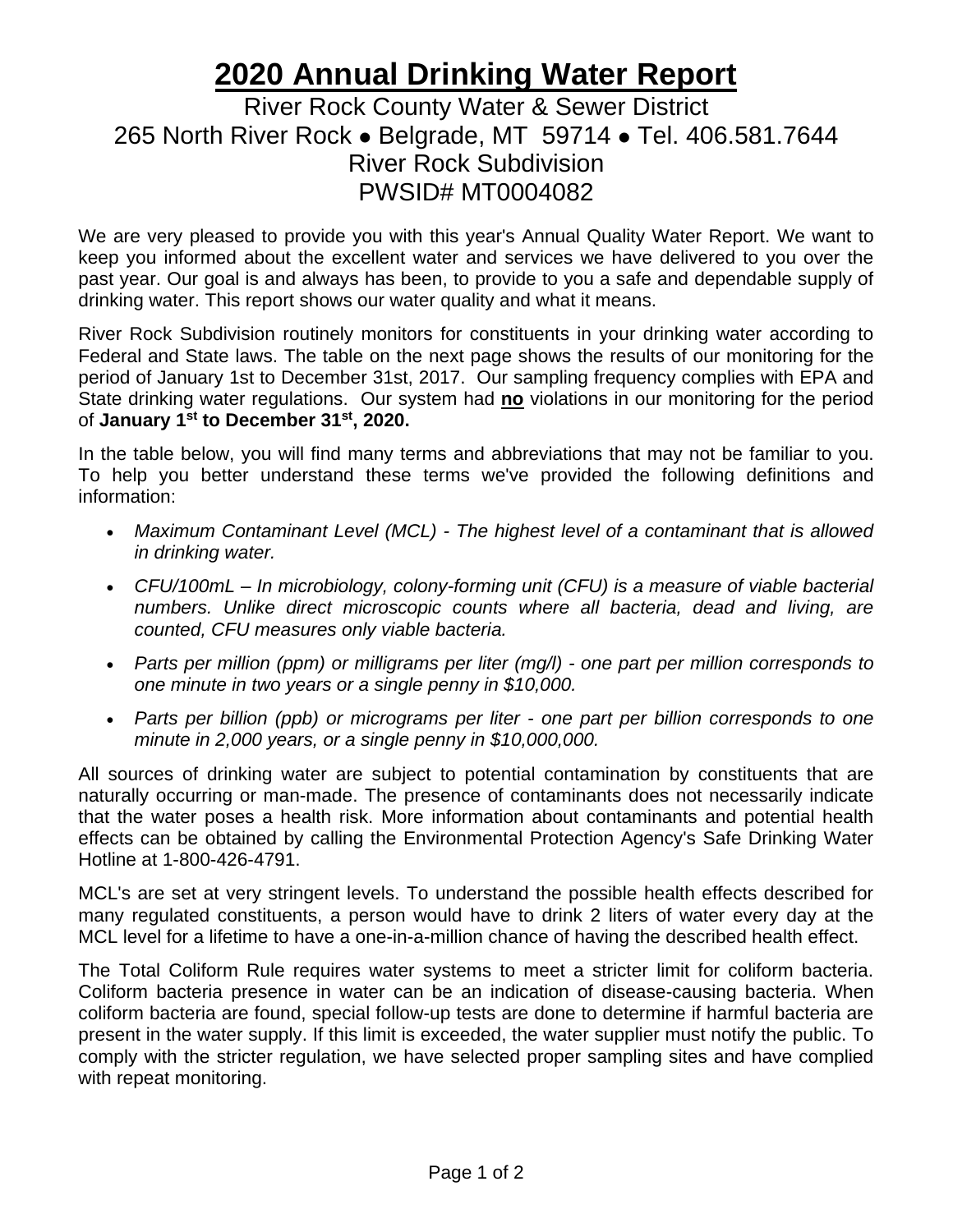# 2020 Annual Drinking Water Report

River Rock County Water & Sewer District
265 North River Rock ● Belgrade, MT 59714 ● Tel. 406.581.7644
River Rock Subdivision
PWSID# MT0004082

We are very pleased to provide you with this year's Annual Quality Water Report. We want to keep you informed about the excellent water and services we have delivered to you over the past year. Our goal is and always has been, to provide to you a safe and dependable supply of drinking water. This report shows our water quality and what it means.

River Rock Subdivision routinely monitors for constituents in your drinking water according to Federal and State laws. The table on the next page shows the results of our monitoring for the period of January 1st to December 31st, 2017. Our sampling frequency complies with EPA and State drinking water regulations. Our system had **no** violations in our monitoring for the period of **January 1st to December 31st, 2020.**

In the table below, you will find many terms and abbreviations that may not be familiar to you. To help you better understand these terms we've provided the following definitions and information:

- *Maximum Contaminant Level (MCL) - The highest level of a contaminant that is allowed in drinking water.*
- *CFU/100mL – In microbiology, colony-forming unit (CFU) is a measure of viable bacterial numbers. Unlike direct microscopic counts where all bacteria, dead and living, are counted, CFU measures only viable bacteria.*
- *Parts per million (ppm) or milligrams per liter (mg/l) - one part per million corresponds to one minute in two years or a single penny in $10,000.*
- *Parts per billion (ppb) or micrograms per liter - one part per billion corresponds to one minute in 2,000 years, or a single penny in $10,000,000.*

All sources of drinking water are subject to potential contamination by constituents that are naturally occurring or man-made. The presence of contaminants does not necessarily indicate that the water poses a health risk. More information about contaminants and potential health effects can be obtained by calling the Environmental Protection Agency's Safe Drinking Water Hotline at 1-800-426-4791.

MCL's are set at very stringent levels. To understand the possible health effects described for many regulated constituents, a person would have to drink 2 liters of water every day at the MCL level for a lifetime to have a one-in-a-million chance of having the described health effect.

The Total Coliform Rule requires water systems to meet a stricter limit for coliform bacteria. Coliform bacteria presence in water can be an indication of disease-causing bacteria. When coliform bacteria are found, special follow-up tests are done to determine if harmful bacteria are present in the water supply. If this limit is exceeded, the water supplier must notify the public. To comply with the stricter regulation, we have selected proper sampling sites and have complied with repeat monitoring.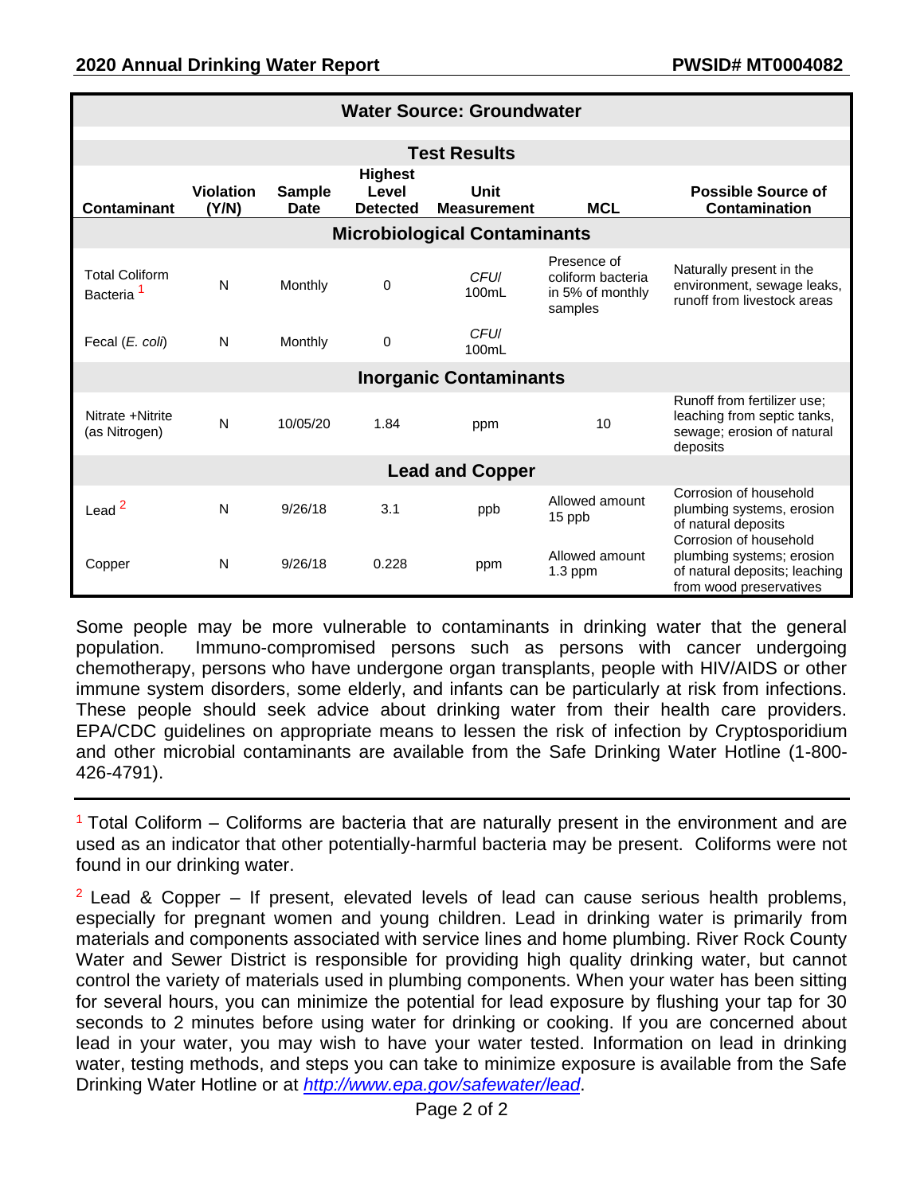| Water Source: Groundwater | | | | | | |
|---|---|---|---|---|---|---|
| **Test Results** | | | | | | |
| **Contaminant** | **Violation (Y/N)** | **Sample Date** | **Highest Level Detected** | **Unit Measurement** | **MCL** | **Possible Source of Contamination** |
| **Microbiological Contaminants** | | | | | | |
| Total Coliform Bacteria [1] | N | Monthly | 0 | *CFU/* 100mL | Presence of coliform bacteria in 5% of monthly samples | Naturally present in the environment, sewage leaks, runoff from livestock areas |
| Fecal (*E. coli*) | N | Monthly | 0 | *CFU/* 100mL | | |
| **Inorganic Contaminants** | | | | | | |
| Nitrate +Nitrite (as Nitrogen) | N | 10/05/20 | 1.84 | ppm | 10 | Runoff from fertilizer use; leaching from septic tanks, sewage; erosion of natural deposits |
| **Lead and Copper** | | | | | | |
| Lead [2] | N | 9/26/18 | 3.1 | ppb | Allowed amount 15 ppb | Corrosion of household plumbing systems, erosion of natural deposits |
| Copper | N | 9/26/18 | 0.228 | ppm | Allowed amount 1.3 ppm | Corrosion of household plumbing systems; erosion of natural deposits; leaching from wood preservatives |

Some people may be more vulnerable to contaminants in drinking water that the general population. Immuno-compromised persons such as persons with cancer undergoing chemotherapy, persons who have undergone organ transplants, people with HIV/AIDS or other immune system disorders, some elderly, and infants can be particularly at risk from infections. These people should seek advice about drinking water from their health care providers. EPA/CDC guidelines on appropriate means to lessen the risk of infection by Cryptosporidium and other microbial contaminants are available from the Safe Drinking Water Hotline (1-800-426-4791).

---

[1] Total Coliform – Coliforms are bacteria that are naturally present in the environment and are used as an indicator that other potentially-harmful bacteria may be present. Coliforms were not found in our drinking water.

[2] Lead & Copper – If present, elevated levels of lead can cause serious health problems, especially for pregnant women and young children. Lead in drinking water is primarily from materials and components associated with service lines and home plumbing. River Rock County Water and Sewer District is responsible for providing high quality drinking water, but cannot control the variety of materials used in plumbing components. When your water has been sitting for several hours, you can minimize the potential for lead exposure by flushing your tap for 30 seconds to 2 minutes before using water for drinking or cooking. If you are concerned about lead in your water, you may wish to have your water tested. Information on lead in drinking water, testing methods, and steps you can take to minimize exposure is available from the Safe Drinking Water Hotline or at *http://www.epa.gov/safewater/lead*.